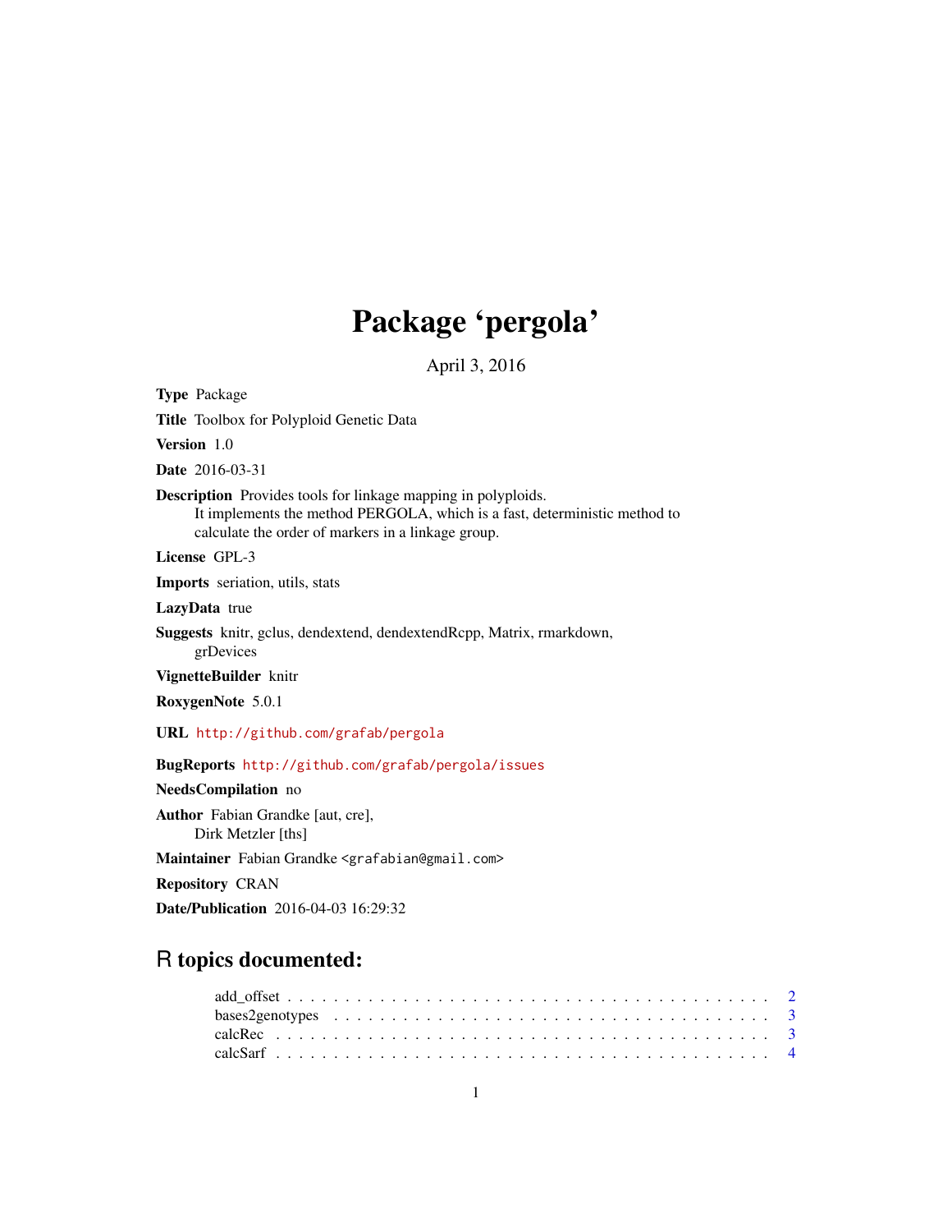# Package 'pergola'

April 3, 2016

**Type** Package

**Title** Toolbox for Polyploid Genetic Data

**Version** 1.0

**Date** 2016-03-31

**Description** Provides tools for linkage mapping in polyploids.
It implements the method PERGOLA, which is a fast, deterministic method to calculate the order of markers in a linkage group.

**License** GPL-3

**Imports** seriation, utils, stats

**LazyData** true

**Suggests** knitr, gclus, dendextend, dendextendRcpp, Matrix, rmarkdown, grDevices

**VignetteBuilder** knitr

**RoxygenNote** 5.0.1

**URL** http://github.com/grafab/pergola

**BugReports** http://github.com/grafab/pergola/issues

**NeedsCompilation** no

**Author** Fabian Grandke [aut, cre],
Dirk Metzler [ths]

**Maintainer** Fabian Grandke <grafabian@gmail.com>

**Repository** CRAN

**Date/Publication** 2016-04-03 16:29:32

## R topics documented:

- add_offset . . . . . . . . . . . . . . . . . . . . . . . . . . . . . . . . . . . . . . . . . . 2
- bases2genotypes . . . . . . . . . . . . . . . . . . . . . . . . . . . . . . . . . . . . . . 3
- calcRec . . . . . . . . . . . . . . . . . . . . . . . . . . . . . . . . . . . . . . . . . . . 3
- calcSarf . . . . . . . . . . . . . . . . . . . . . . . . . . . . . . . . . . . . . . . . . . . 4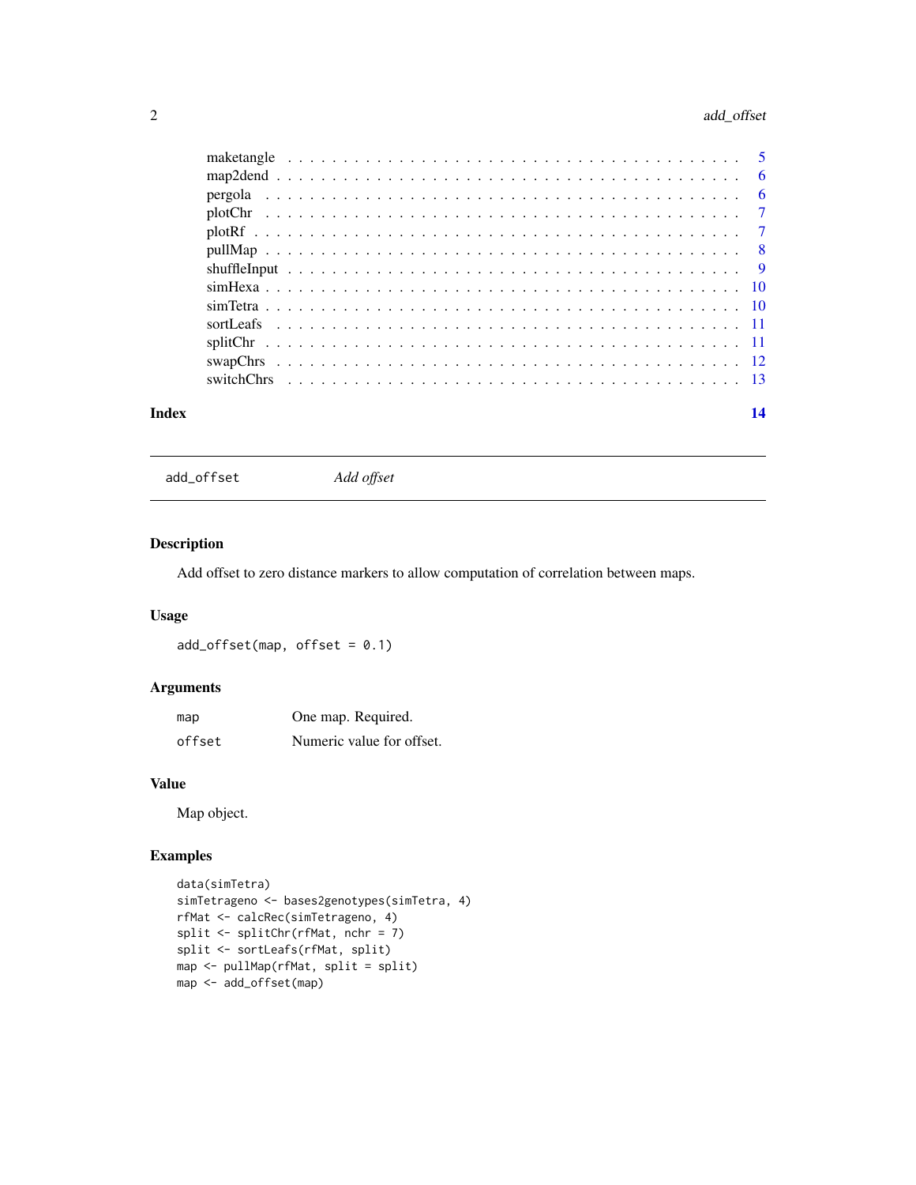maketangle . . . . . . . . . . . . . . . . . . . . . . . . . . . . . . . . . . . . . 5
map2dend . . . . . . . . . . . . . . . . . . . . . . . . . . . . . . . . . . . . . . 6
pergola . . . . . . . . . . . . . . . . . . . . . . . . . . . . . . . . . . . . . . . 6
plotChr . . . . . . . . . . . . . . . . . . . . . . . . . . . . . . . . . . . . . . . 7
plotRf . . . . . . . . . . . . . . . . . . . . . . . . . . . . . . . . . . . . . . . 7
pullMap . . . . . . . . . . . . . . . . . . . . . . . . . . . . . . . . . . . . . . . 8
shuffleInput . . . . . . . . . . . . . . . . . . . . . . . . . . . . . . . . . . . . 9
simHexa . . . . . . . . . . . . . . . . . . . . . . . . . . . . . . . . . . . . . . . 10
simTetra . . . . . . . . . . . . . . . . . . . . . . . . . . . . . . . . . . . . . . 10
sortLeafs . . . . . . . . . . . . . . . . . . . . . . . . . . . . . . . . . . . . . . 11
splitChr . . . . . . . . . . . . . . . . . . . . . . . . . . . . . . . . . . . . . . . 11
swapChrs . . . . . . . . . . . . . . . . . . . . . . . . . . . . . . . . . . . . . . 12
switchChrs . . . . . . . . . . . . . . . . . . . . . . . . . . . . . . . . . . . . . 13

**Index** **14**

---

`add_offset` *Add offset*

---

## Description

Add offset to zero distance markers to allow computation of correlation between maps.

## Usage

```
add_offset(map, offset = 0.1)
```

## Arguments

| | |
|---|---|
| `map` | One map. Required. |
| `offset` | Numeric value for offset. |

## Value

Map object.

## Examples

```
data(simTetra)
simTetrageno <- bases2genotypes(simTetra, 4)
rfMat <- calcRec(simTetrageno, 4)
split <- splitChr(rfMat, nchr = 7)
split <- sortLeafs(rfMat, split)
map <- pullMap(rfMat, split = split)
map <- add_offset(map)
```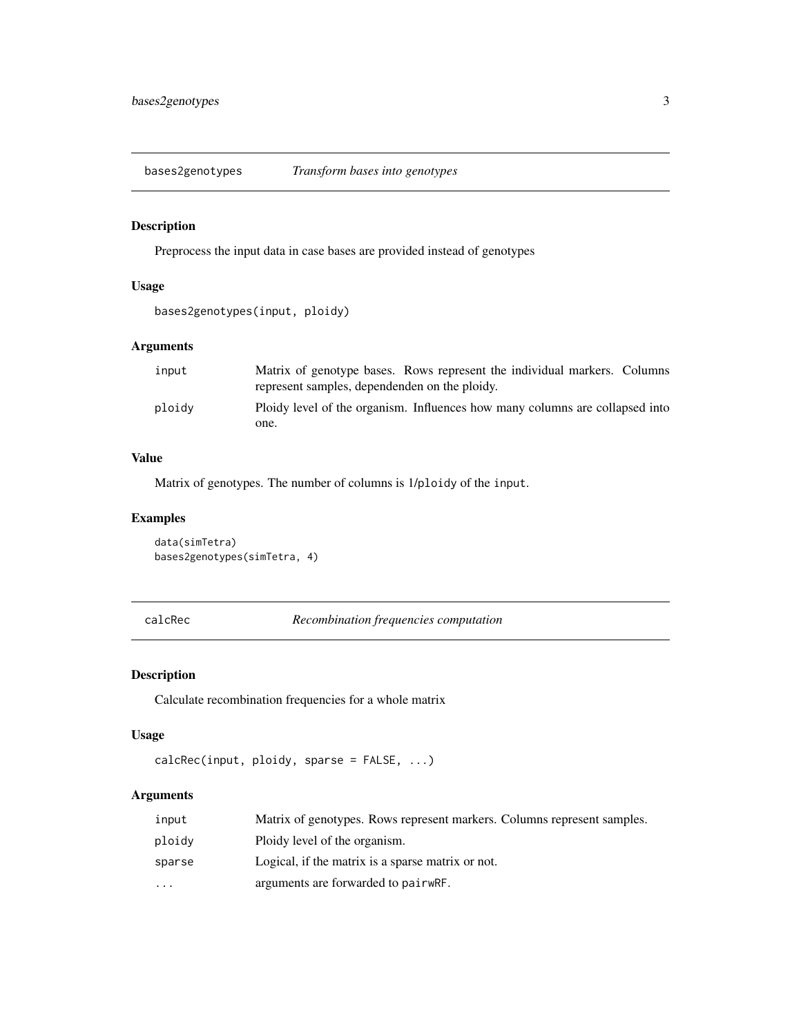## bases2genotypes — *Transform bases into genotypes*

### Description

Preprocess the input data in case bases are provided instead of genotypes

### Usage

```
bases2genotypes(input, ploidy)
```

### Arguments

| | |
|---|---|
| input | Matrix of genotype bases. Rows represent the individual markers. Columns represent samples, dependenden on the ploidy. |
| ploidy | Ploidy level of the organism. Influences how many columns are collapsed into one. |

### Value

Matrix of genotypes. The number of columns is 1/`ploidy` of the `input`.

### Examples

```
data(simTetra)
bases2genotypes(simTetra, 4)
```

## calcRec — *Recombination frequencies computation*

### Description

Calculate recombination frequencies for a whole matrix

### Usage

```
calcRec(input, ploidy, sparse = FALSE, ...)
```

### Arguments

| | |
|---|---|
| input | Matrix of genotypes. Rows represent markers. Columns represent samples. |
| ploidy | Ploidy level of the organism. |
| sparse | Logical, if the matrix is a sparse matrix or not. |
| ... | arguments are forwarded to `pairwRF`. |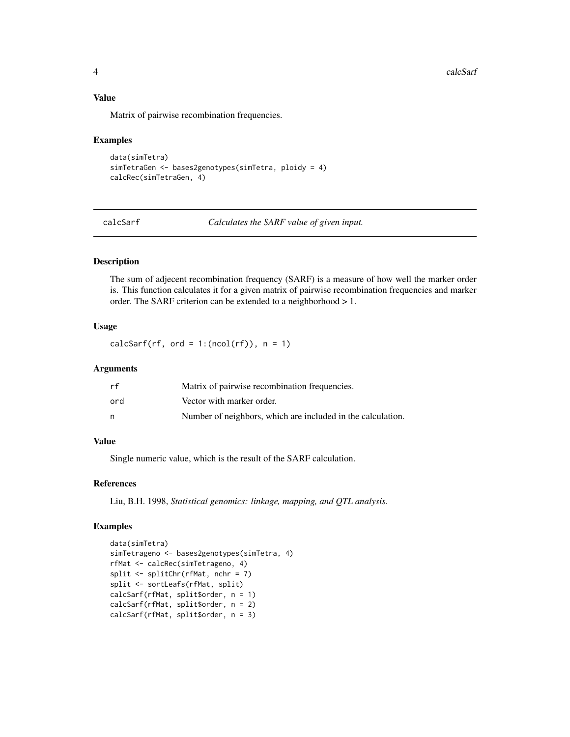### Value

Matrix of pairwise recombination frequencies.

### Examples

```
data(simTetra)
simTetraGen <- bases2genotypes(simTetra, ploidy = 4)
calcRec(simTetraGen, 4)
```

---

## calcSarf — *Calculates the SARF value of given input.*

---

### Description

The sum of adjecent recombination frequency (SARF) is a measure of how well the marker order is. This function calculates it for a given matrix of pairwise recombination frequencies and marker order. The SARF criterion can be extended to a neighborhood > 1.

### Usage

```
calcSarf(rf, ord = 1:(ncol(rf)), n = 1)
```

### Arguments

| | |
|---|---|
| rf | Matrix of pairwise recombination frequencies. |
| ord | Vector with marker order. |
| n | Number of neighbors, which are included in the calculation. |

### Value

Single numeric value, which is the result of the SARF calculation.

### References

Liu, B.H. 1998, *Statistical genomics: linkage, mapping, and QTL analysis.*

### Examples

```
data(simTetra)
simTetrageno <- bases2genotypes(simTetra, 4)
rfMat <- calcRec(simTetrageno, 4)
split <- splitChr(rfMat, nchr = 7)
split <- sortLeafs(rfMat, split)
calcSarf(rfMat, split$order, n = 1)
calcSarf(rfMat, split$order, n = 2)
calcSarf(rfMat, split$order, n = 3)
```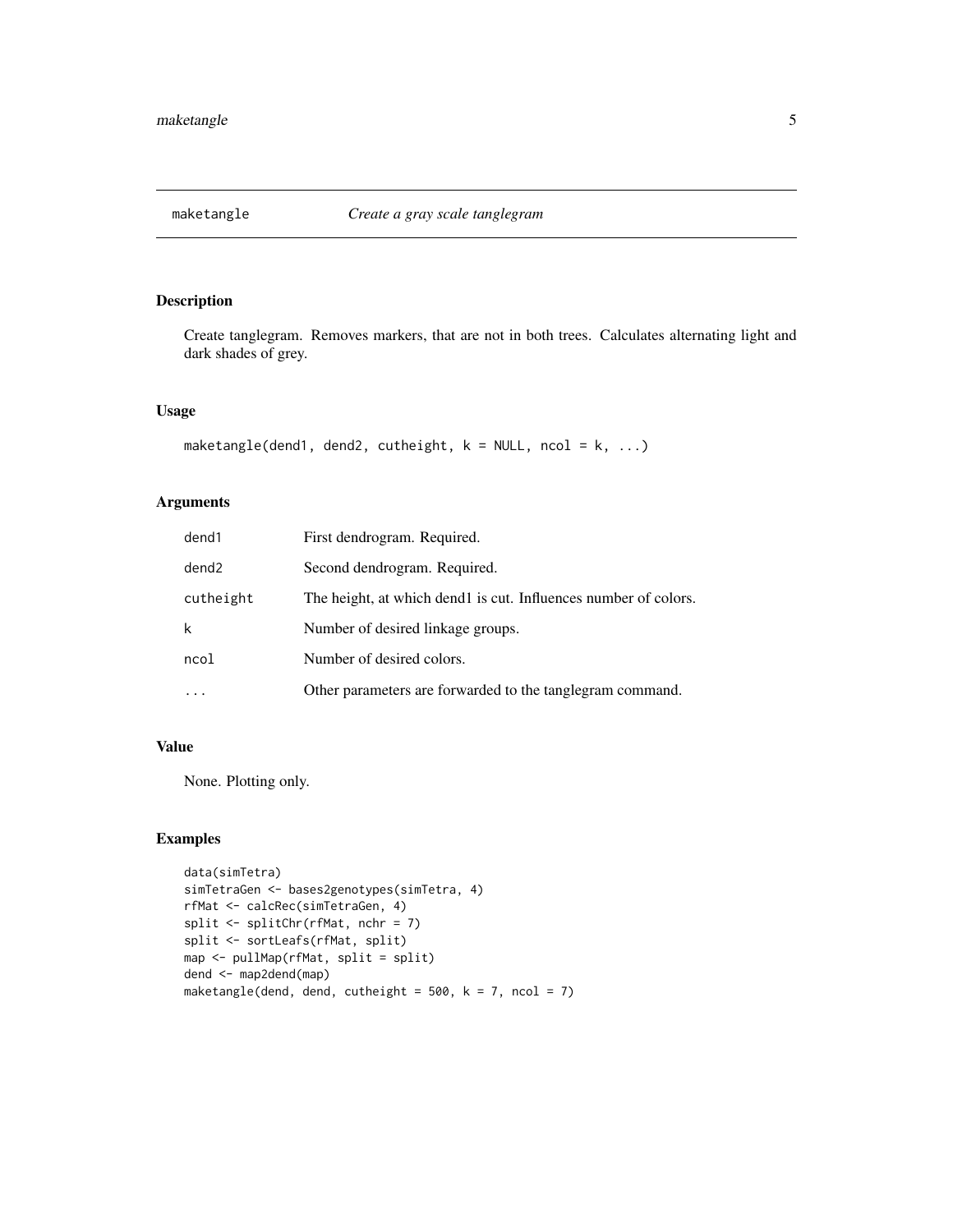# maketangle — *Create a gray scale tanglegram*

## Description

Create tanglegram. Removes markers, that are not in both trees. Calculates alternating light and dark shades of grey.

## Usage

```
maketangle(dend1, dend2, cutheight, k = NULL, ncol = k, ...)
```

## Arguments

| Argument | Description |
|---|---|
| dend1 | First dendrogram. Required. |
| dend2 | Second dendrogram. Required. |
| cutheight | The height, at which dend1 is cut. Influences number of colors. |
| k | Number of desired linkage groups. |
| ncol | Number of desired colors. |
| ... | Other parameters are forwarded to the tanglegram command. |

## Value

None. Plotting only.

## Examples

```
data(simTetra)
simTetraGen <- bases2genotypes(simTetra, 4)
rfMat <- calcRec(simTetraGen, 4)
split <- splitChr(rfMat, nchr = 7)
split <- sortLeafs(rfMat, split)
map <- pullMap(rfMat, split = split)
dend <- map2dend(map)
maketangle(dend, dend, cutheight = 500, k = 7, ncol = 7)
```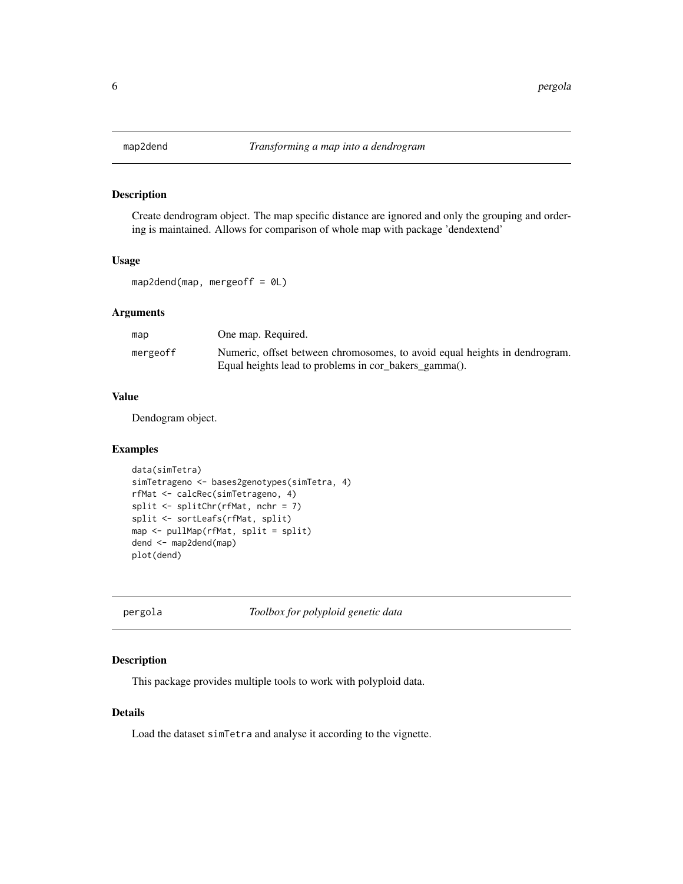## map2dend *Transforming a map into a dendrogram*

### Description

Create dendrogram object. The map specific distance are ignored and only the grouping and ordering is maintained. Allows for comparison of whole map with package 'dendextend'

### Usage

```
map2dend(map, mergeoff = 0L)
```

### Arguments

| | |
|---|---|
| map | One map. Required. |
| mergeoff | Numeric, offset between chromosomes, to avoid equal heights in dendrogram. Equal heights lead to problems in cor_bakers_gamma(). |

### Value

Dendogram object.

### Examples

```
data(simTetra)
simTetrageno <- bases2genotypes(simTetra, 4)
rfMat <- calcRec(simTetrageno, 4)
split <- splitChr(rfMat, nchr = 7)
split <- sortLeafs(rfMat, split)
map <- pullMap(rfMat, split = split)
dend <- map2dend(map)
plot(dend)
```

## pergola *Toolbox for polyploid genetic data*

### Description

This package provides multiple tools to work with polyploid data.

### Details

Load the dataset simTetra and analyse it according to the vignette.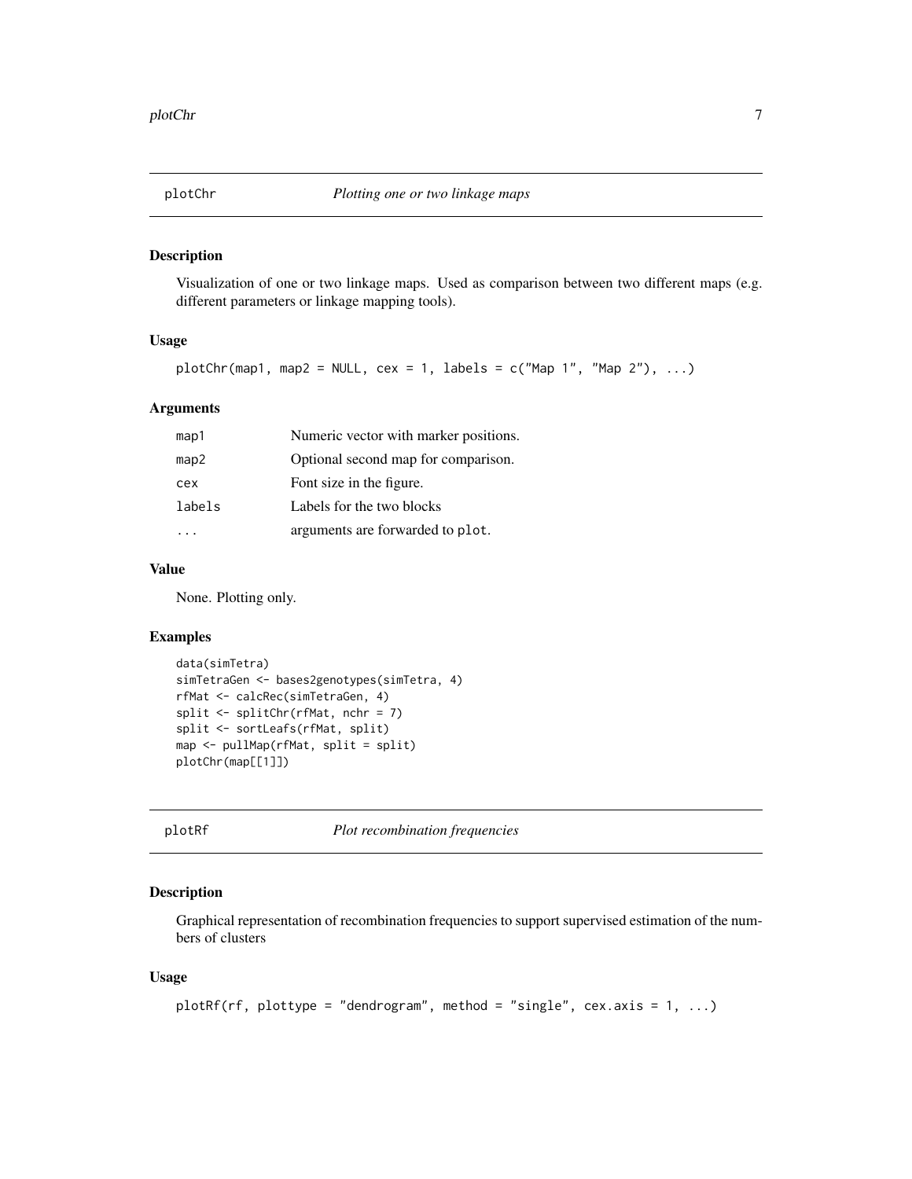## plotChr — *Plotting one or two linkage maps*

### Description

Visualization of one or two linkage maps. Used as comparison between two different maps (e.g. different parameters or linkage mapping tools).

### Usage

```
plotChr(map1, map2 = NULL, cex = 1, labels = c("Map 1", "Map 2"), ...)
```

### Arguments

| | |
|---|---|
| map1 | Numeric vector with marker positions. |
| map2 | Optional second map for comparison. |
| cex | Font size in the figure. |
| labels | Labels for the two blocks |
| ... | arguments are forwarded to plot. |

### Value

None. Plotting only.

### Examples

```
data(simTetra)
simTetraGen <- bases2genotypes(simTetra, 4)
rfMat <- calcRec(simTetraGen, 4)
split <- splitChr(rfMat, nchr = 7)
split <- sortLeafs(rfMat, split)
map <- pullMap(rfMat, split = split)
plotChr(map[[1]])
```

## plotRf — *Plot recombination frequencies*

### Description

Graphical representation of recombination frequencies to support supervised estimation of the numbers of clusters

### Usage

```
plotRf(rf, plottype = "dendrogram", method = "single", cex.axis = 1, ...)
```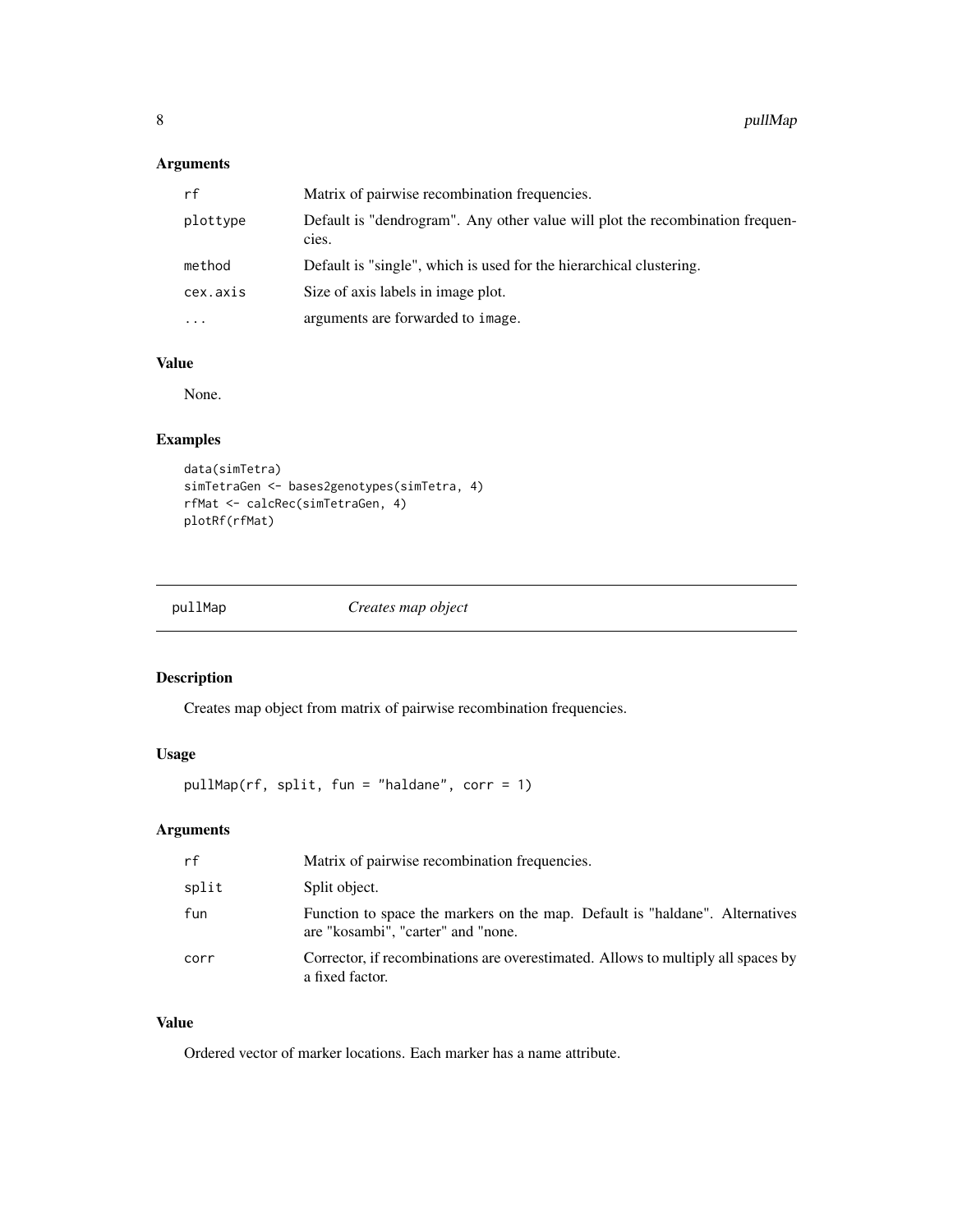## Arguments

| | |
|---|---|
| rf | Matrix of pairwise recombination frequencies. |
| plottype | Default is "dendrogram". Any other value will plot the recombination frequencies. |
| method | Default is "single", which is used for the hierarchical clustering. |
| cex.axis | Size of axis labels in image plot. |
| ... | arguments are forwarded to image. |

## Value

None.

## Examples

```
data(simTetra)
simTetraGen <- bases2genotypes(simTetra, 4)
rfMat <- calcRec(simTetraGen, 4)
plotRf(rfMat)
```

---

# pullMap *Creates map object*

## Description

Creates map object from matrix of pairwise recombination frequencies.

## Usage

```
pullMap(rf, split, fun = "haldane", corr = 1)
```

## Arguments

| | |
|---|---|
| rf | Matrix of pairwise recombination frequencies. |
| split | Split object. |
| fun | Function to space the markers on the map. Default is "haldane". Alternatives are "kosambi", "carter" and "none. |
| corr | Corrector, if recombinations are overestimated. Allows to multiply all spaces by a fixed factor. |

## Value

Ordered vector of marker locations. Each marker has a name attribute.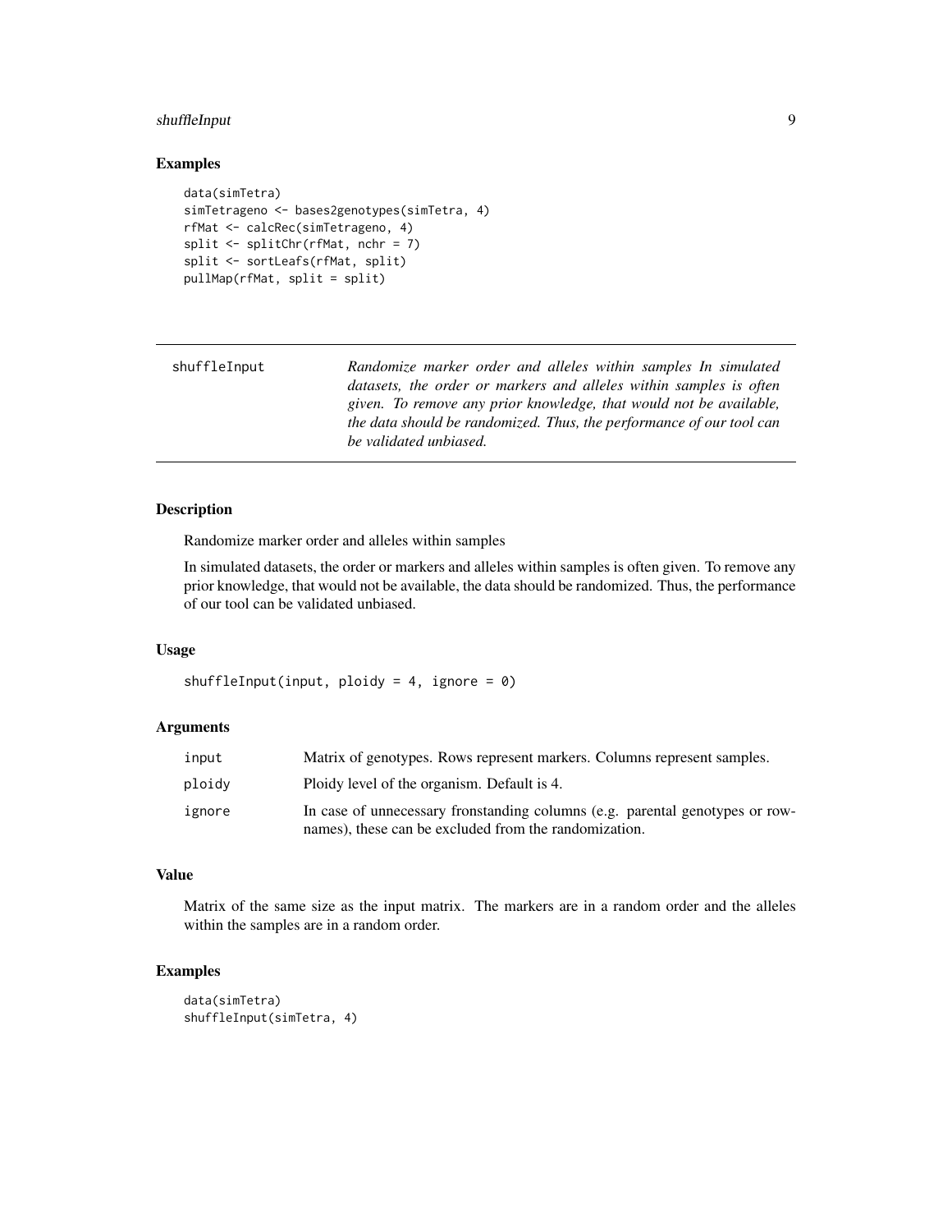### Examples

```
data(simTetra)
simTetrageno <- bases2genotypes(simTetra, 4)
rfMat <- calcRec(simTetrageno, 4)
split <- splitChr(rfMat, nchr = 7)
split <- sortLeafs(rfMat, split)
pullMap(rfMat, split = split)
```

---

## shuffleInput

*Randomize marker order and alleles within samples In simulated datasets, the order or markers and alleles within samples is often given. To remove any prior knowledge, that would not be available, the data should be randomized. Thus, the performance of our tool can be validated unbiased.*

---

### Description

Randomize marker order and alleles within samples

In simulated datasets, the order or markers and alleles within samples is often given. To remove any prior knowledge, that would not be available, the data should be randomized. Thus, the performance of our tool can be validated unbiased.

### Usage

```
shuffleInput(input, ploidy = 4, ignore = 0)
```

### Arguments

| | |
|---|---|
| input | Matrix of genotypes. Rows represent markers. Columns represent samples. |
| ploidy | Ploidy level of the organism. Default is 4. |
| ignore | In case of unnecessary fronstanding columns (e.g. parental genotypes or rownames), these can be excluded from the randomization. |

### Value

Matrix of the same size as the input matrix. The markers are in a random order and the alleles within the samples are in a random order.

### Examples

```
data(simTetra)
shuffleInput(simTetra, 4)
```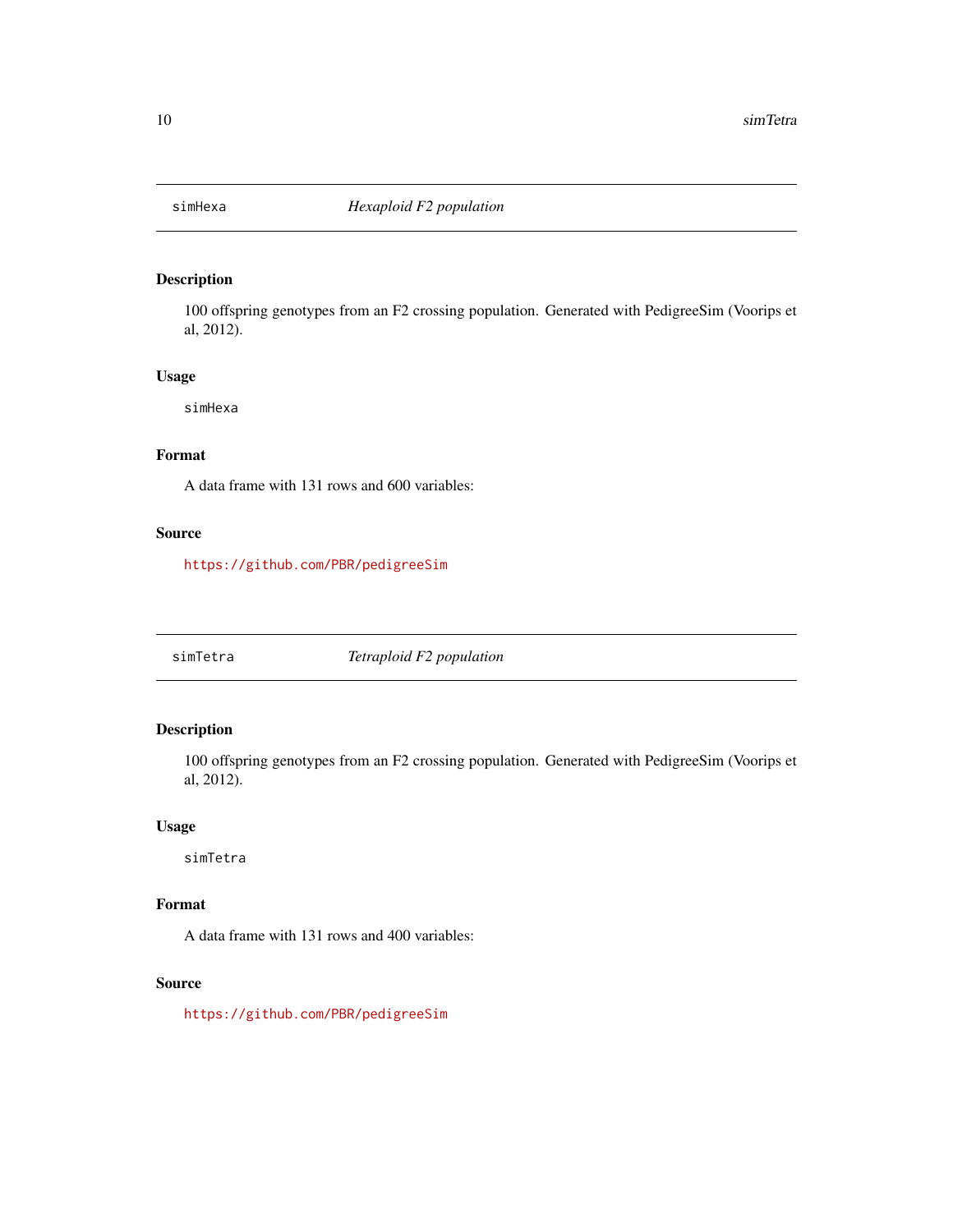## simHexa — *Hexaploid F2 population*

### Description

100 offspring genotypes from an F2 crossing population. Generated with PedigreeSim (Voorips et al, 2012).

### Usage

```
simHexa
```

### Format

A data frame with 131 rows and 600 variables:

### Source

https://github.com/PBR/pedigreeSim

## simTetra — *Tetraploid F2 population*

### Description

100 offspring genotypes from an F2 crossing population. Generated with PedigreeSim (Voorips et al, 2012).

### Usage

```
simTetra
```

### Format

A data frame with 131 rows and 400 variables:

### Source

https://github.com/PBR/pedigreeSim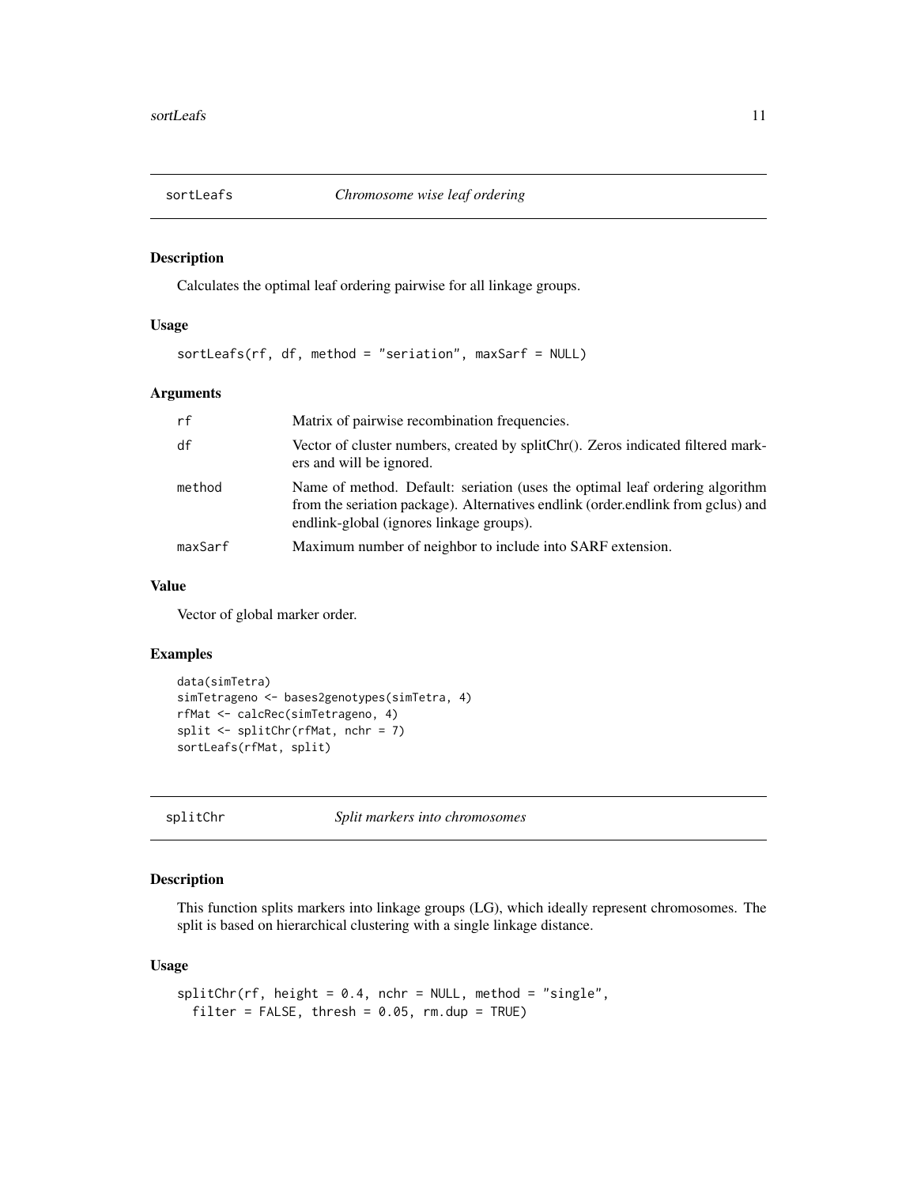## sortLeafs — *Chromosome wise leaf ordering*

### Description

Calculates the optimal leaf ordering pairwise for all linkage groups.

### Usage

```
sortLeafs(rf, df, method = "seriation", maxSarf = NULL)
```

### Arguments

| | |
|---|---|
| rf | Matrix of pairwise recombination frequencies. |
| df | Vector of cluster numbers, created by splitChr(). Zeros indicated filtered markers and will be ignored. |
| method | Name of method. Default: seriation (uses the optimal leaf ordering algorithm from the seriation package). Alternatives endlink (order.endlink from gclus) and endlink-global (ignores linkage groups). |
| maxSarf | Maximum number of neighbor to include into SARF extension. |

### Value

Vector of global marker order.

### Examples

```
data(simTetra)
simTetrageno <- bases2genotypes(simTetra, 4)
rfMat <- calcRec(simTetrageno, 4)
split <- splitChr(rfMat, nchr = 7)
sortLeafs(rfMat, split)
```

## splitChr — *Split markers into chromosomes*

### Description

This function splits markers into linkage groups (LG), which ideally represent chromosomes. The split is based on hierarchical clustering with a single linkage distance.

### Usage

```
splitChr(rf, height = 0.4, nchr = NULL, method = "single",
  filter = FALSE, thresh = 0.05, rm.dup = TRUE)
```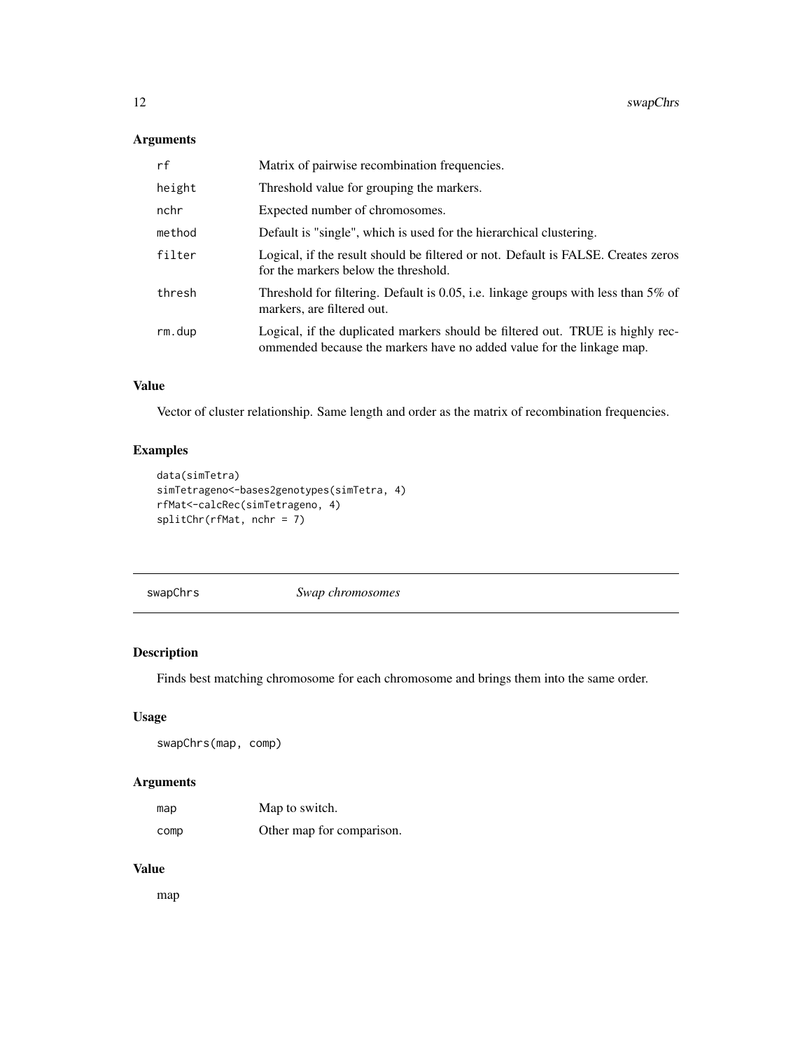### Arguments

| | |
|---|---|
| `rf` | Matrix of pairwise recombination frequencies. |
| `height` | Threshold value for grouping the markers. |
| `nchr` | Expected number of chromosomes. |
| `method` | Default is "single", which is used for the hierarchical clustering. |
| `filter` | Logical, if the result should be filtered or not. Default is FALSE. Creates zeros for the markers below the threshold. |
| `thresh` | Threshold for filtering. Default is 0.05, i.e. linkage groups with less than 5% of markers, are filtered out. |
| `rm.dup` | Logical, if the duplicated markers should be filtered out. TRUE is highly recommended because the markers have no added value for the linkage map. |

### Value

Vector of cluster relationship. Same length and order as the matrix of recombination frequencies.

### Examples

```
data(simTetra)
simTetrageno<-bases2genotypes(simTetra, 4)
rfMat<-calcRec(simTetrageno, 4)
splitChr(rfMat, nchr = 7)
```

---

## swapChrs *Swap chromosomes*

---

### Description

Finds best matching chromosome for each chromosome and brings them into the same order.

### Usage

```
swapChrs(map, comp)
```

### Arguments

| | |
|---|---|
| `map` | Map to switch. |
| `comp` | Other map for comparison. |

### Value

map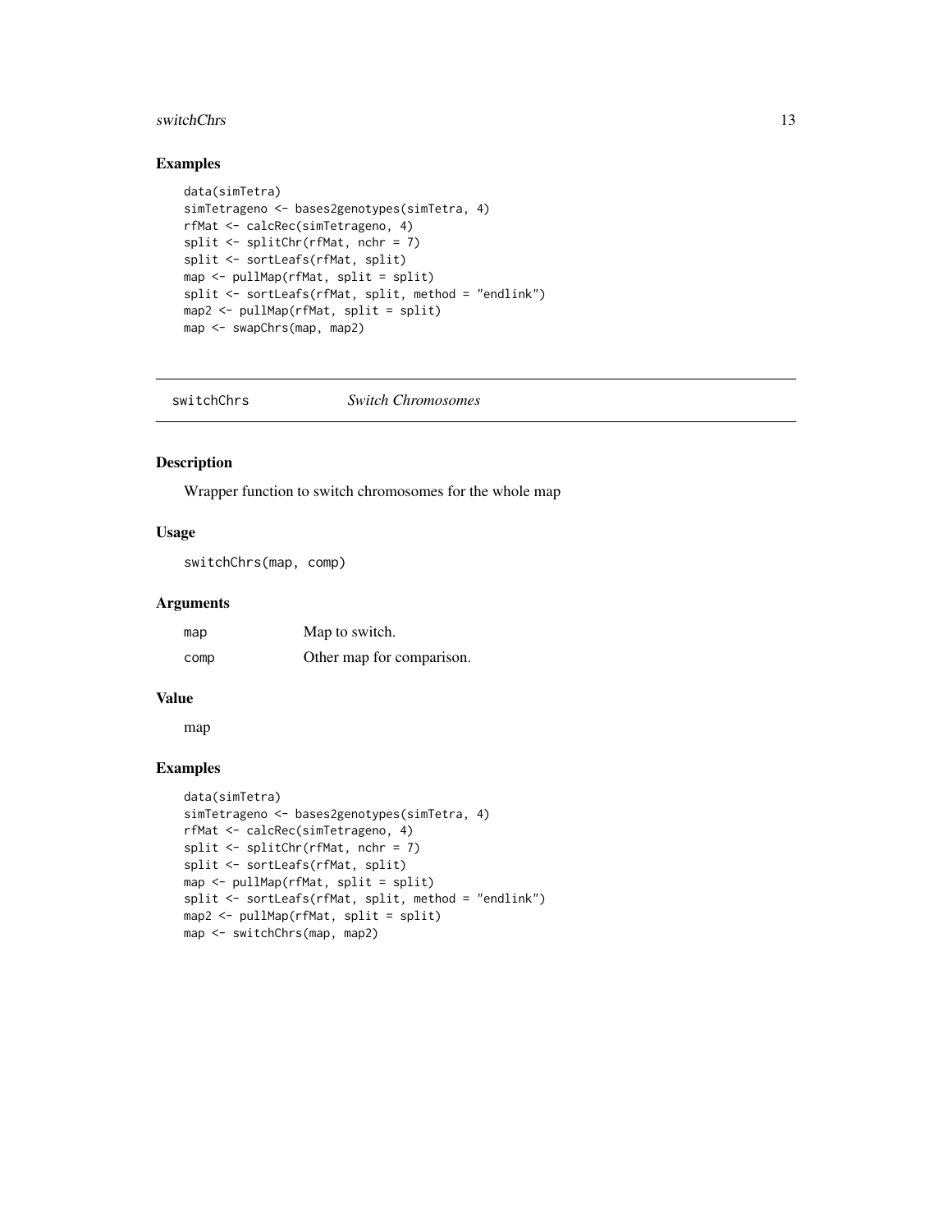## Examples

```
data(simTetra)
simTetrageno <- bases2genotypes(simTetra, 4)
rfMat <- calcRec(simTetrageno, 4)
split <- splitChr(rfMat, nchr = 7)
split <- sortLeafs(rfMat, split)
map <- pullMap(rfMat, split = split)
split <- sortLeafs(rfMat, split, method = "endlink")
map2 <- pullMap(rfMat, split = split)
map <- swapChrs(map, map2)
```

---

# switchChrs *Switch Chromosomes*

## Description

Wrapper function to switch chromosomes for the whole map

## Usage

```
switchChrs(map, comp)
```

## Arguments

| | |
|---|---|
| map | Map to switch. |
| comp | Other map for comparison. |

## Value

map

## Examples

```
data(simTetra)
simTetrageno <- bases2genotypes(simTetra, 4)
rfMat <- calcRec(simTetrageno, 4)
split <- splitChr(rfMat, nchr = 7)
split <- sortLeafs(rfMat, split)
map <- pullMap(rfMat, split = split)
split <- sortLeafs(rfMat, split, method = "endlink")
map2 <- pullMap(rfMat, split = split)
map <- switchChrs(map, map2)
```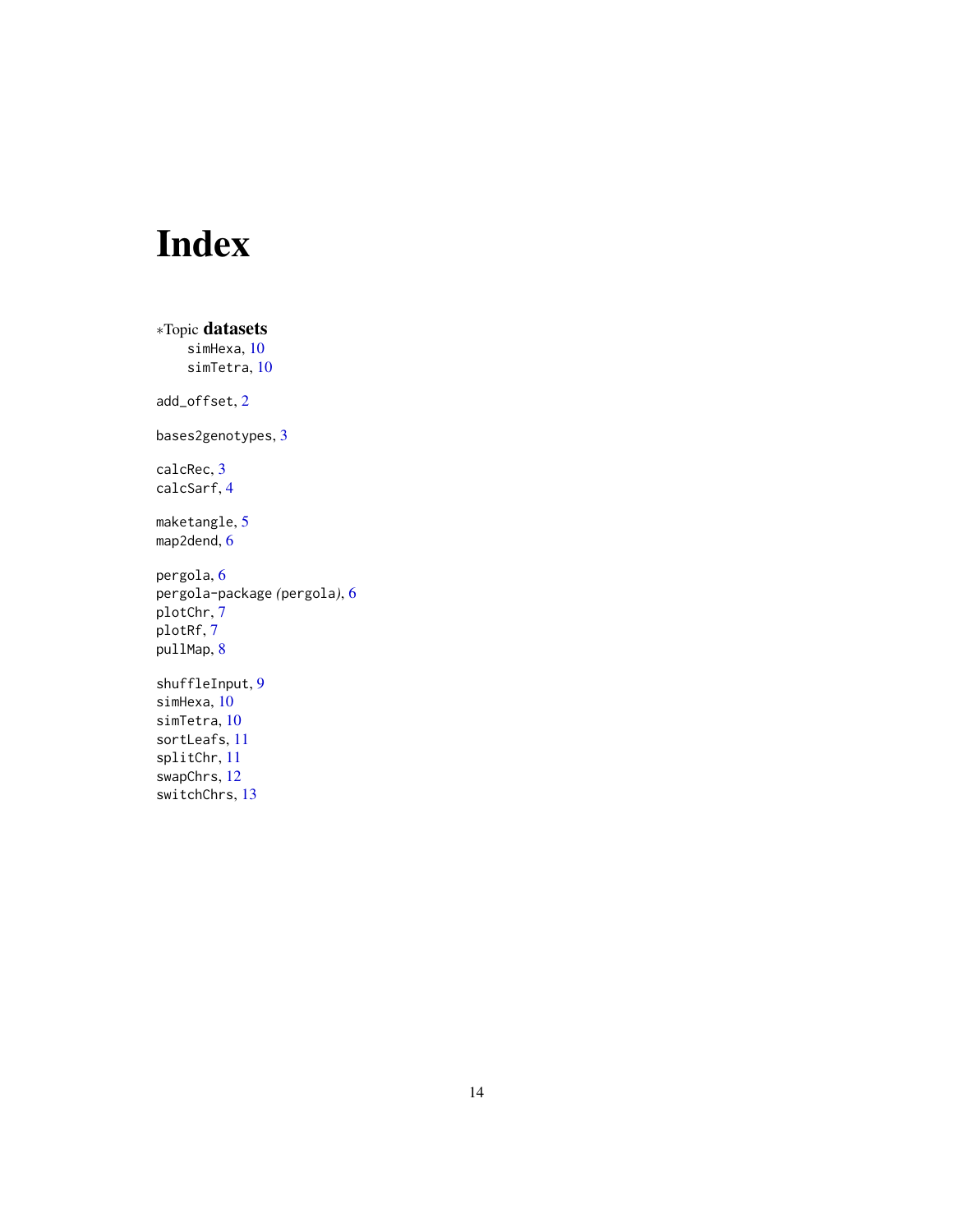# Index

*Topic **datasets**

simHexa, 10
simTetra, 10

add_offset, 2

bases2genotypes, 3

calcRec, 3
calcSarf, 4

maketangle, 5
map2dend, 6

pergola, 6
pergola-package *(pergola)*, 6
plotChr, 7
plotRf, 7
pullMap, 8

shuffleInput, 9
simHexa, 10
simTetra, 10
sortLeafs, 11
splitChr, 11
swapChrs, 12
switchChrs, 13